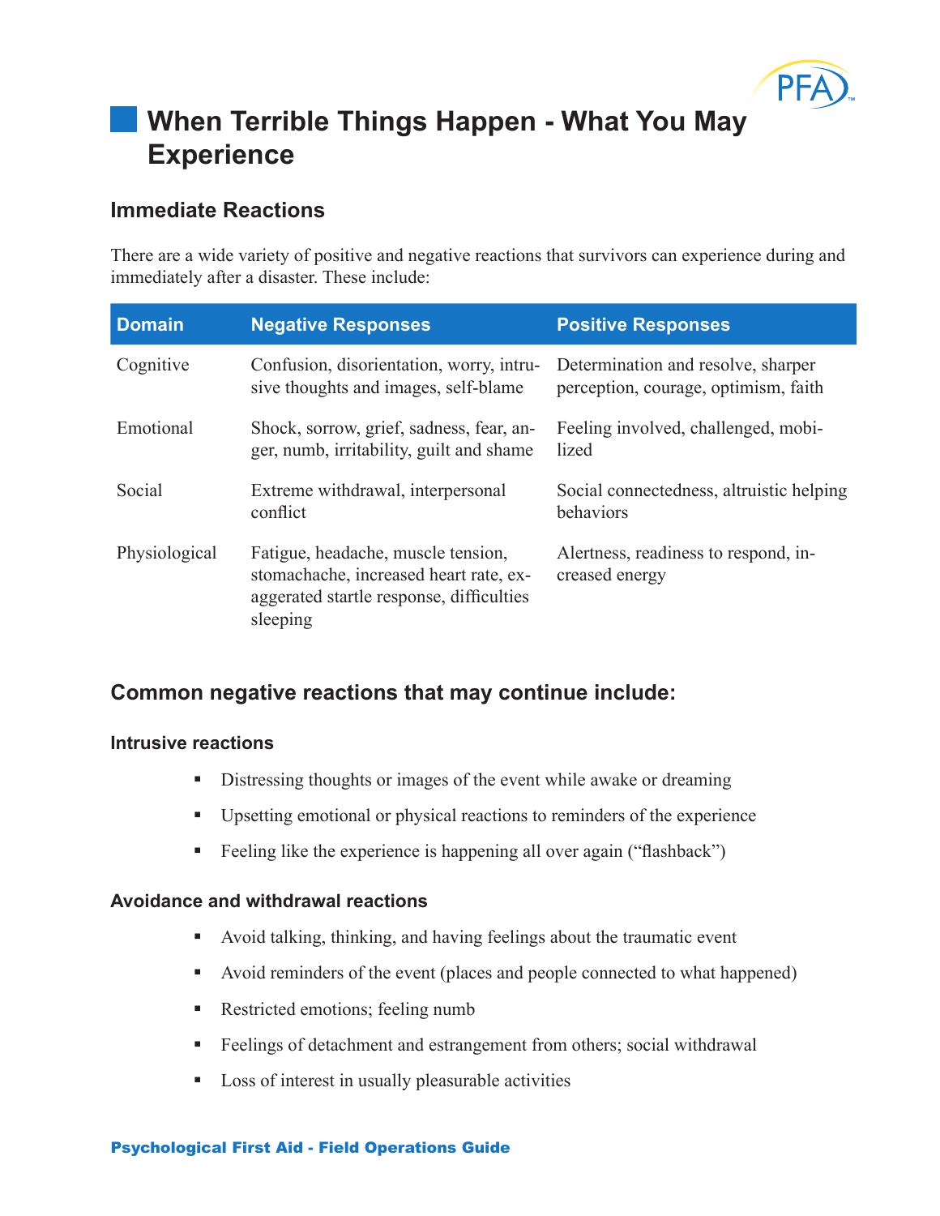# When Terrible Things Happen - What You May Experience

## Immediate Reactions

There are a wide variety of positive and negative reactions that survivors can experience during and immediately after a disaster. These include:

| Domain | Negative Responses | Positive Responses |
|---|---|---|
| Cognitive | Confusion, disorientation, worry, intrusive thoughts and images, self-blame | Determination and resolve, sharper perception, courage, optimism, faith |
| Emotional | Shock, sorrow, grief, sadness, fear, anger, numb, irritability, guilt and shame | Feeling involved, challenged, mobilized |
| Social | Extreme withdrawal, interpersonal conflict | Social connectedness, altruistic helping behaviors |
| Physiological | Fatigue, headache, muscle tension, stomachache, increased heart rate, exaggerated startle response, difficulties sleeping | Alertness, readiness to respond, increased energy |

## Common negative reactions that may continue include:

### Intrusive reactions

- Distressing thoughts or images of the event while awake or dreaming
- Upsetting emotional or physical reactions to reminders of the experience
- Feeling like the experience is happening all over again ("flashback")

### Avoidance and withdrawal reactions

- Avoid talking, thinking, and having feelings about the traumatic event
- Avoid reminders of the event (places and people connected to what happened)
- Restricted emotions; feeling numb
- Feelings of detachment and estrangement from others; social withdrawal
- Loss of interest in usually pleasurable activities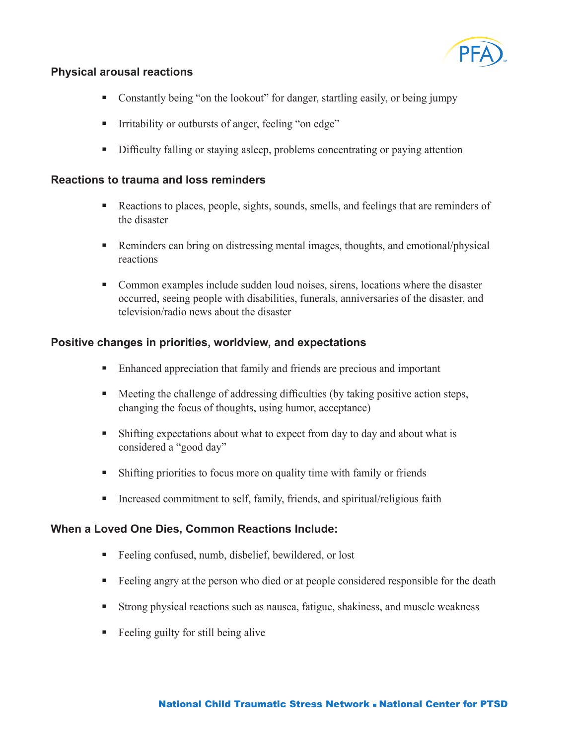### Physical arousal reactions

- Constantly being "on the lookout" for danger, startling easily, or being jumpy
- Irritability or outbursts of anger, feeling "on edge"
- Difficulty falling or staying asleep, problems concentrating or paying attention

### Reactions to trauma and loss reminders

- Reactions to places, people, sights, sounds, smells, and feelings that are reminders of the disaster
- Reminders can bring on distressing mental images, thoughts, and emotional/physical reactions
- Common examples include sudden loud noises, sirens, locations where the disaster occurred, seeing people with disabilities, funerals, anniversaries of the disaster, and television/radio news about the disaster

### Positive changes in priorities, worldview, and expectations

- Enhanced appreciation that family and friends are precious and important
- Meeting the challenge of addressing difficulties (by taking positive action steps, changing the focus of thoughts, using humor, acceptance)
- Shifting expectations about what to expect from day to day and about what is considered a "good day"
- Shifting priorities to focus more on quality time with family or friends
- Increased commitment to self, family, friends, and spiritual/religious faith

### When a Loved One Dies, Common Reactions Include:

- Feeling confused, numb, disbelief, bewildered, or lost
- Feeling angry at the person who died or at people considered responsible for the death
- Strong physical reactions such as nausea, fatigue, shakiness, and muscle weakness
- Feeling guilty for still being alive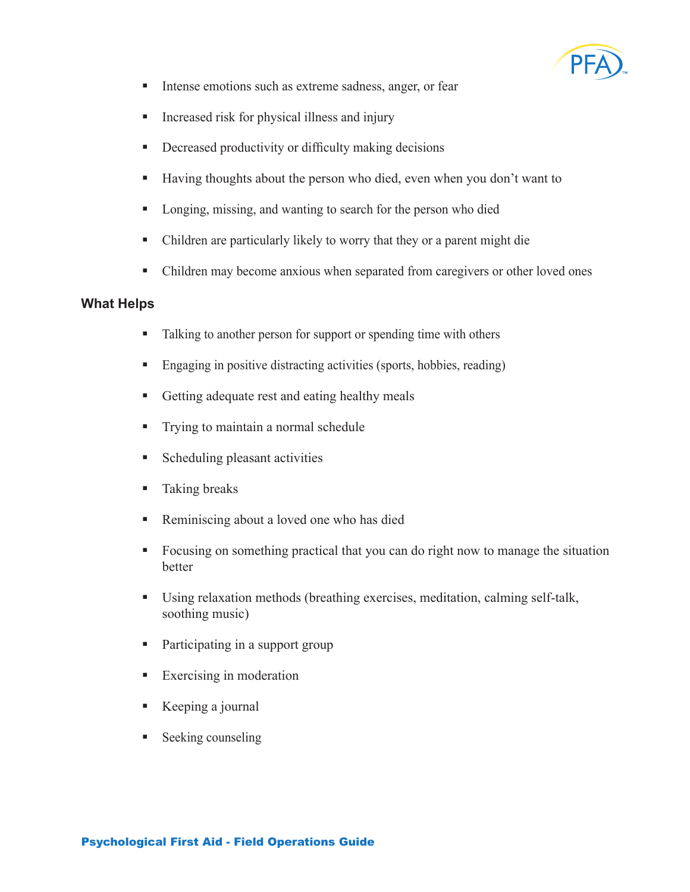- Intense emotions such as extreme sadness, anger, or fear
- Increased risk for physical illness and injury
- Decreased productivity or difficulty making decisions
- Having thoughts about the person who died, even when you don't want to
- Longing, missing, and wanting to search for the person who died
- Children are particularly likely to worry that they or a parent might die
- Children may become anxious when separated from caregivers or other loved ones

**What Helps**

- Talking to another person for support or spending time with others
- Engaging in positive distracting activities (sports, hobbies, reading)
- Getting adequate rest and eating healthy meals
- Trying to maintain a normal schedule
- Scheduling pleasant activities
- Taking breaks
- Reminiscing about a loved one who has died
- Focusing on something practical that you can do right now to manage the situation better
- Using relaxation methods (breathing exercises, meditation, calming self-talk, soothing music)
- Participating in a support group
- Exercising in moderation
- Keeping a journal
- Seeking counseling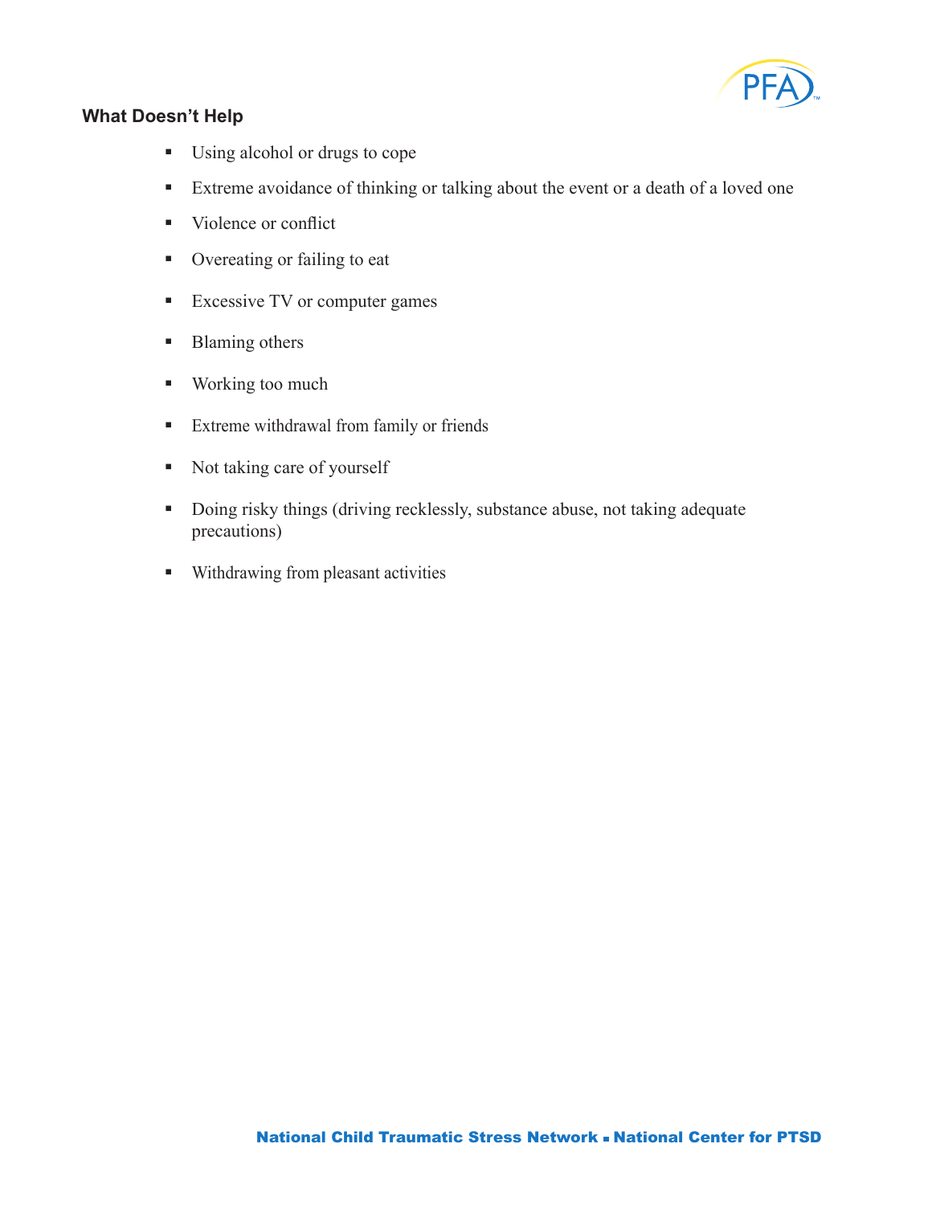### What Doesn't Help

- Using alcohol or drugs to cope
- Extreme avoidance of thinking or talking about the event or a death of a loved one
- Violence or conflict
- Overeating or failing to eat
- Excessive TV or computer games
- Blaming others
- Working too much
- Extreme withdrawal from family or friends
- Not taking care of yourself
- Doing risky things (driving recklessly, substance abuse, not taking adequate precautions)
- Withdrawing from pleasant activities